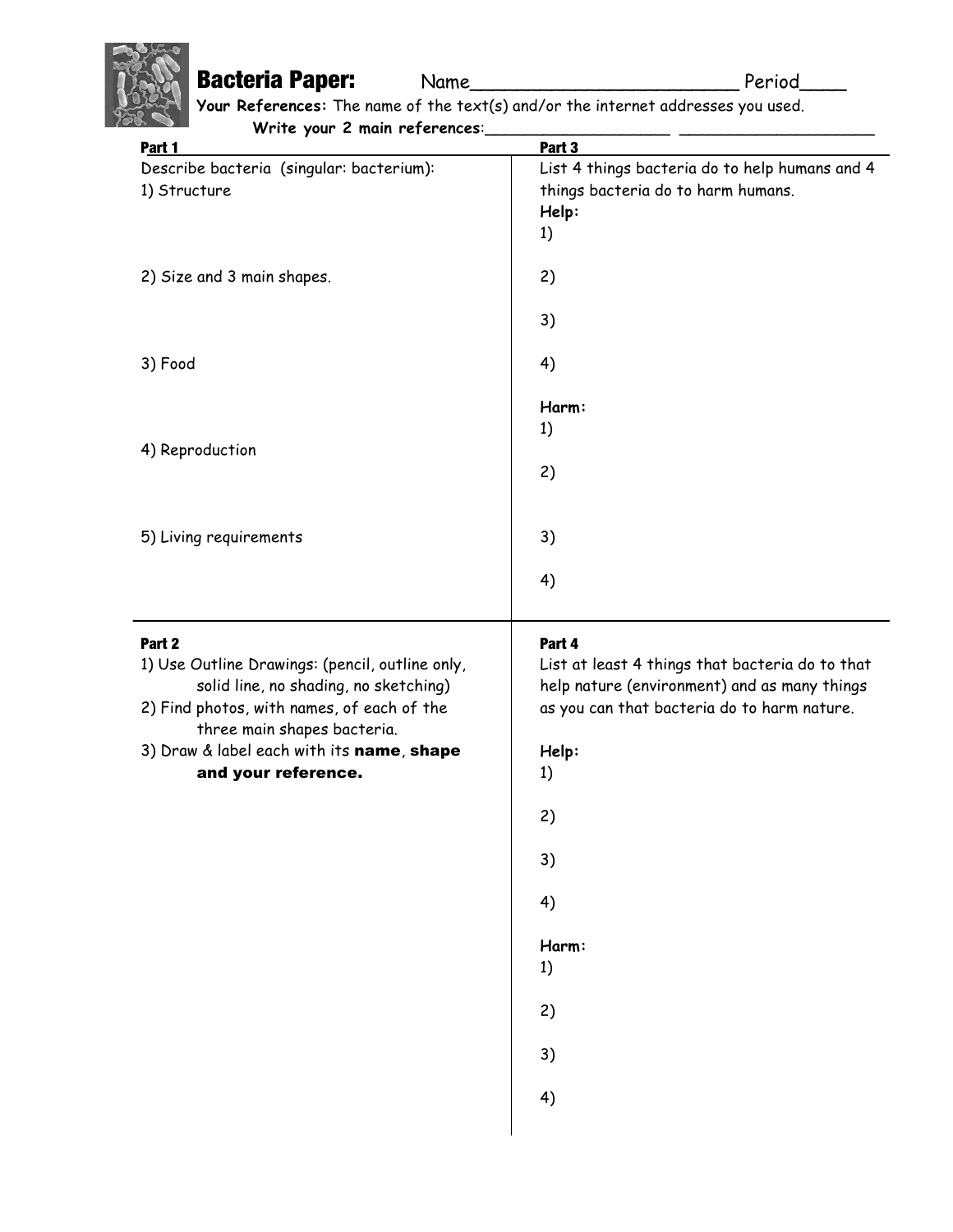# Bacteria Paper:

Name_______________________ Period____

**Your References:** The name of the text(s) and/or the internet addresses you used.

**Write your 2 main references**:___________________ ____________________

## Part 1

Describe bacteria (singular: bacterium):

1) Structure

2) Size and 3 main shapes.

3) Food

4) Reproduction

5) Living requirements

## Part 2

1) Use Outline Drawings: (pencil, outline only, solid line, no shading, no sketching)
2) Find photos, with names, of each of the three main shapes bacteria.
3) Draw & label each with its **name**, **shape and your reference.**

## Part 3

List 4 things bacteria do to help humans and 4 things bacteria do to harm humans.

**Help:**

1)

2)

3)

4)

**Harm:**

1)

2)

3)

4)

## Part 4

List at least 4 things that bacteria do to that help nature (environment) and as many things as you can that bacteria do to harm nature.

**Help:**

1)

2)

3)

4)

**Harm:**

1)

2)

3)

4)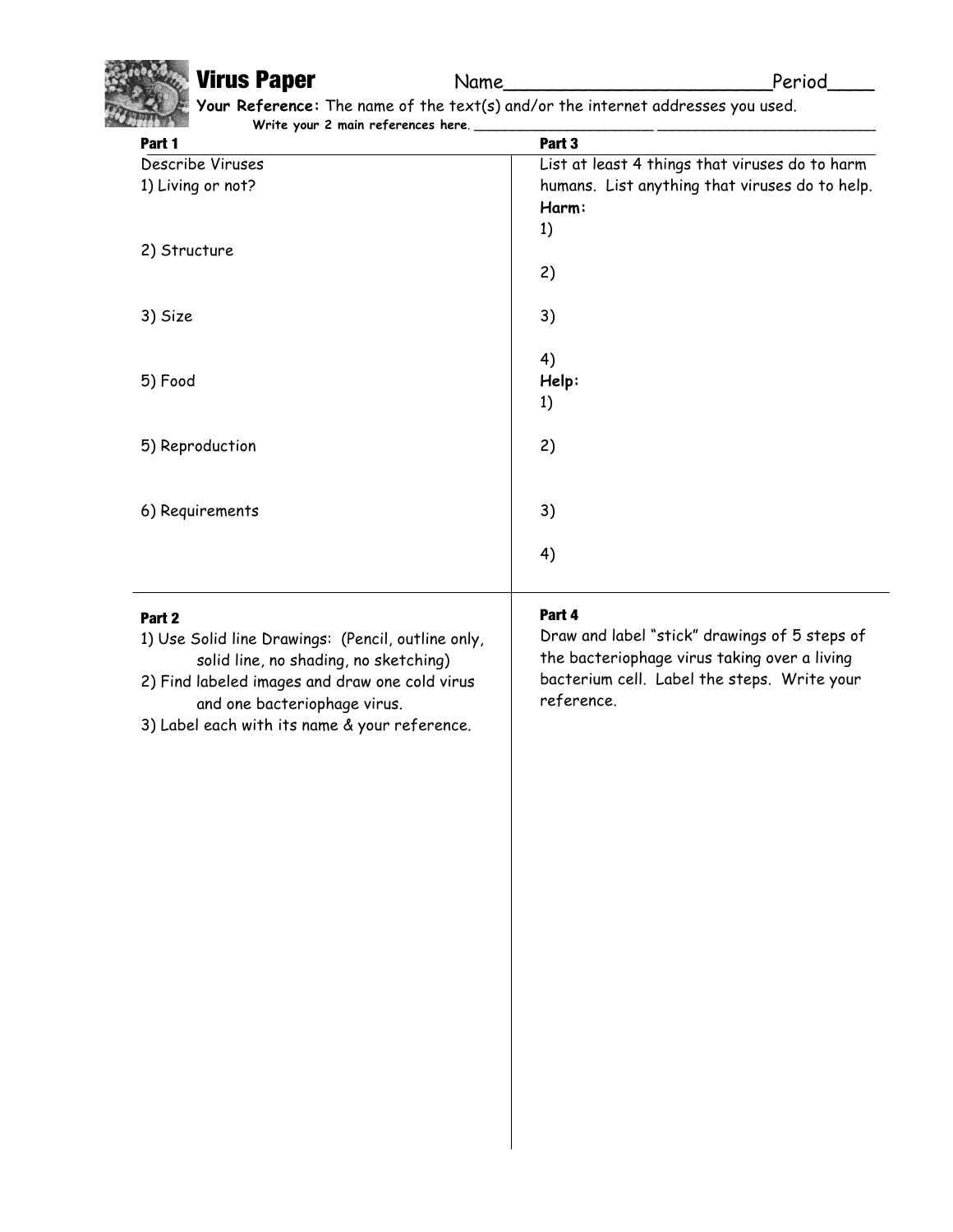# Virus Paper

Name_______________________Period____

**Your Reference:** The name of the text(s) and/or the internet addresses you used.

**Write your 2 main references here.** _____________________ _________________________

## Part 1

Describe Viruses

1) Living or not?

2) Structure

3) Size

5) Food

5) Reproduction

6) Requirements

## Part 2

1) Use Solid line Drawings: (Pencil, outline only, solid line, no shading, no sketching)
2) Find labeled images and draw one cold virus and one bacteriophage virus.
3) Label each with its name & your reference.

## Part 3

List at least 4 things that viruses do to harm humans. List anything that viruses do to help.

**Harm:**

1)

2)

3)

4)

**Help:**

1)

2)

3)

4)

## Part 4

Draw and label "stick" drawings of 5 steps of the bacteriophage virus taking over a living bacterium cell. Label the steps. Write your reference.